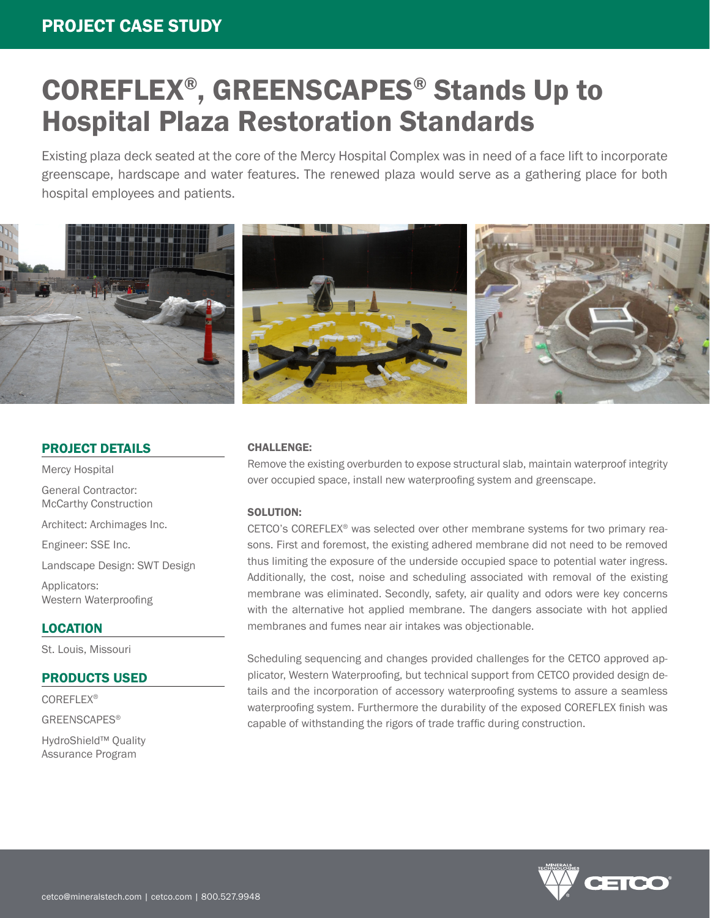PROJECT CASE STUDY

# COREFLEX®, GREENSCAPES® Stands Up to Hospital Plaza Restoration Standards

Existing plaza deck seated at the core of the Mercy Hospital Complex was in need of a face lift to incorporate greenscape, hardscape and water features. The renewed plaza would serve as a gathering place for both hospital employees and patients.

## PROJECT DETAILS

Mercy Hospital

General Contractor: McCarthy Construction

Architect: Archimages Inc.

Engineer: SSE Inc.

Landscape Design: SWT Design

Applicators: Western Waterproofing

## LOCATION

St. Louis, Missouri

## PRODUCTS USED

COREFLEX®

GREENSCAPES®

HydroShield™ Quality Assurance Program

### CHALLENGE:

Remove the existing overburden to expose structural slab, maintain waterproof integrity over occupied space, install new waterproofing system and greenscape.

### SOLUTION:

CETCO's COREFLEX® was selected over other membrane systems for two primary reasons. First and foremost, the existing adhered membrane did not need to be removed thus limiting the exposure of the underside occupied space to potential water ingress. Additionally, the cost, noise and scheduling associated with removal of the existing membrane was eliminated. Secondly, safety, air quality and odors were key concerns with the alternative hot applied membrane. The dangers associate with hot applied membranes and fumes near air intakes was objectionable.

Scheduling sequencing and changes provided challenges for the CETCO approved applicator, Western Waterproofing, but technical support from CETCO provided design details and the incorporation of accessory waterproofing systems to assure a seamless waterproofing system. Furthermore the durability of the exposed COREFLEX finish was capable of withstanding the rigors of trade traffic during construction.

cetco@mineralstech.com | cetco.com | 800.527.9948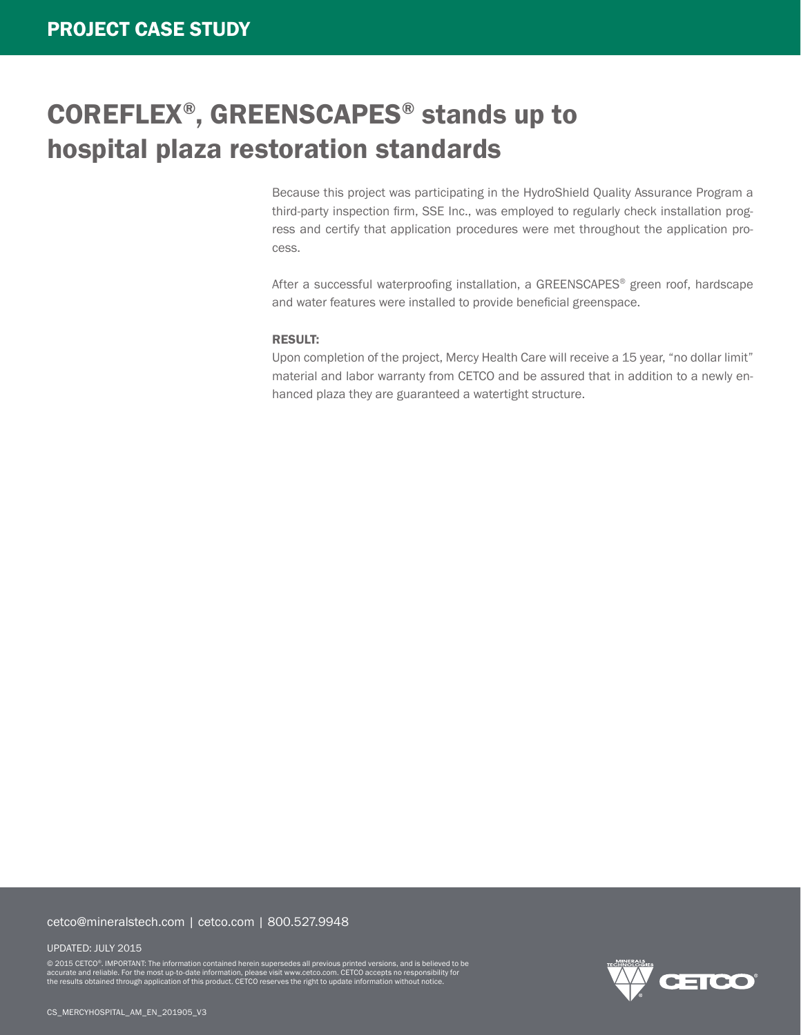# COREFLEX®, GREENSCAPES® stands up to hospital plaza restoration standards

Because this project was participating in the HydroShield Quality Assurance Program a third-party inspection firm, SSE Inc., was employed to regularly check installation progress and certify that application procedures were met throughout the application process.

After a successful waterproofing installation, a GREENSCAPES® green roof, hardscape and water features were installed to provide beneficial greenspace.

**RESULT:**

Upon completion of the project, Mercy Health Care will receive a 15 year, "no dollar limit" material and labor warranty from CETCO and be assured that in addition to a newly enhanced plaza they are guaranteed a watertight structure.

cetco@mineralstech.com | cetco.com | 800.527.9948

UPDATED: JULY 2015

© 2015 CETCO®. IMPORTANT: The information contained herein supersedes all previous printed versions, and is believed to be accurate and reliable. For the most up-to-date information, please visit www.cetco.com. CETCO accepts no responsibility for the results obtained through application of this product. CETCO reserves the right to update information without notice.

CS_MERCYHOSPITAL_AM_EN_201905_V3